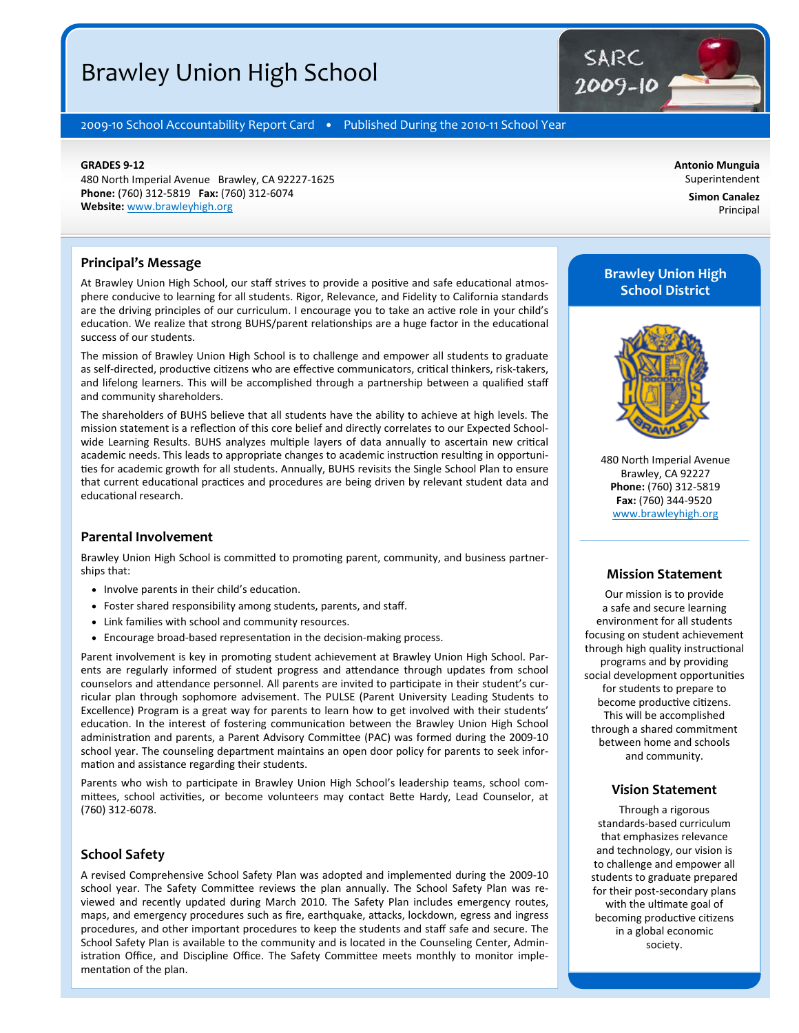# Brawley Union High School

2009-10 School Accountability Report Card • Published During the 2010-11 School Year

**GRADES 9-12**
480 North Imperial Avenue Brawley, CA 92227-1625
**Phone:** (760) 312-5819 **Fax:** (760) 312-6074
**Website:** www.brawleyhigh.org

**Antonio Munguia**
Superintendent

**Simon Canalez**
Principal

## Principal's Message

At Brawley Union High School, our staff strives to provide a positive and safe educational atmosphere conducive to learning for all students. Rigor, Relevance, and Fidelity to California standards are the driving principles of our curriculum. I encourage you to take an active role in your child's education. We realize that strong BUHS/parent relationships are a huge factor in the educational success of our students.

The mission of Brawley Union High School is to challenge and empower all students to graduate as self-directed, productive citizens who are effective communicators, critical thinkers, risk-takers, and lifelong learners. This will be accomplished through a partnership between a qualified staff and community shareholders.

The shareholders of BUHS believe that all students have the ability to achieve at high levels. The mission statement is a reflection of this core belief and directly correlates to our Expected School-wide Learning Results. BUHS analyzes multiple layers of data annually to ascertain new critical academic needs. This leads to appropriate changes to academic instruction resulting in opportunities for academic growth for all students. Annually, BUHS revisits the Single School Plan to ensure that current educational practices and procedures are being driven by relevant student data and educational research.

## Parental Involvement

Brawley Union High School is committed to promoting parent, community, and business partnerships that:

- Involve parents in their child's education.
- Foster shared responsibility among students, parents, and staff.
- Link families with school and community resources.
- Encourage broad-based representation in the decision-making process.

Parent involvement is key in promoting student achievement at Brawley Union High School. Parents are regularly informed of student progress and attendance through updates from school counselors and attendance personnel. All parents are invited to participate in their student's curricular plan through sophomore advisement. The PULSE (Parent University Leading Students to Excellence) Program is a great way for parents to learn how to get involved with their students' education. In the interest of fostering communication between the Brawley Union High School administration and parents, a Parent Advisory Committee (PAC) was formed during the 2009-10 school year. The counseling department maintains an open door policy for parents to seek information and assistance regarding their students.

Parents who wish to participate in Brawley Union High School's leadership teams, school committees, school activities, or become volunteers may contact Bette Hardy, Lead Counselor, at (760) 312-6078.

## School Safety

A revised Comprehensive School Safety Plan was adopted and implemented during the 2009-10 school year. The Safety Committee reviews the plan annually. The School Safety Plan was reviewed and recently updated during March 2010. The Safety Plan includes emergency routes, maps, and emergency procedures such as fire, earthquake, attacks, lockdown, egress and ingress procedures, and other important procedures to keep the students and staff safe and secure. The School Safety Plan is available to the community and is located in the Counseling Center, Administration Office, and Discipline Office. The Safety Committee meets monthly to monitor implementation of the plan.

## Brawley Union High School District

480 North Imperial Avenue
Brawley, CA 92227
**Phone:** (760) 312-5819
**Fax:** (760) 344-9520
www.brawleyhigh.org

### Mission Statement

Our mission is to provide a safe and secure learning environment for all students focusing on student achievement through high quality instructional programs and by providing social development opportunities for students to prepare to become productive citizens. This will be accomplished through a shared commitment between home and schools and community.

### Vision Statement

Through a rigorous standards-based curriculum that emphasizes relevance and technology, our vision is to challenge and empower all students to graduate prepared for their post-secondary plans with the ultimate goal of becoming productive citizens in a global economic society.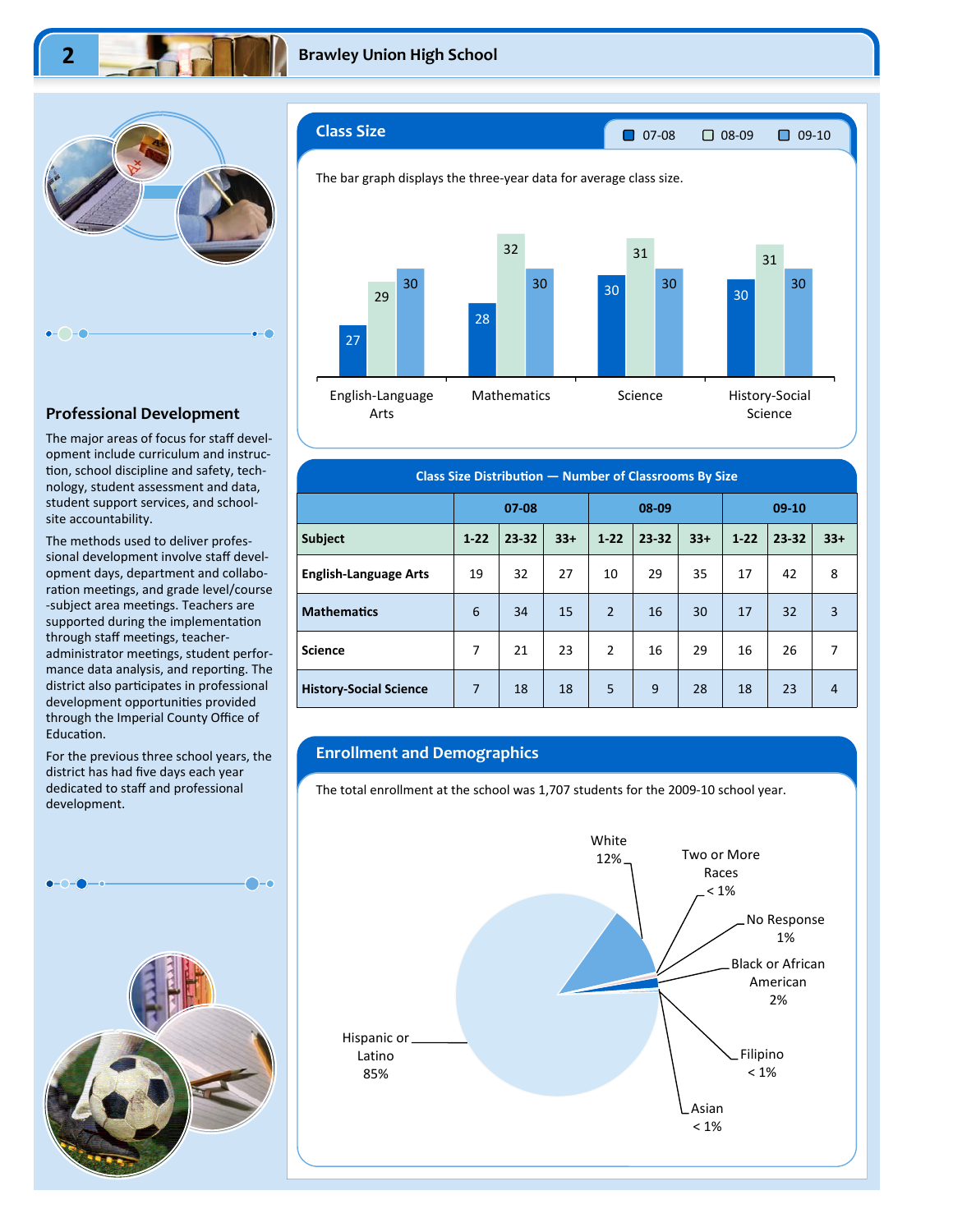## Professional Development

The major areas of focus for staff development include curriculum and instruction, school discipline and safety, technology, student assessment and data, student support services, and school-site accountability.

The methods used to deliver professional development involve staff development days, department and collaboration meetings, and grade level/course-subject area meetings. Teachers are supported during the implementation through staff meetings, teacher-administrator meetings, student performance data analysis, and reporting. The district also participates in professional development opportunities provided through the Imperial County Office of Education.

For the previous three school years, the district has had five days each year dedicated to staff and professional development.

## Class Size

The bar graph displays the three-year data for average class size.

| Subject | 07-08 | 08-09 | 09-10 |
|---|---|---|---|
| English-Language Arts | 27 | 29 | 30 |
| Mathematics | 28 | 32 | 30 |
| Science | 30 | 31 | 30 |
| History-Social Science | 30 | 31 | 30 |

### Class Size Distribution — Number of Classrooms By Size

| | 07-08 | | | 08-09 | | | 09-10 | | |
|---|---|---|---|---|---|---|---|---|---|
| **Subject** | **1-22** | **23-32** | **33+** | **1-22** | **23-32** | **33+** | **1-22** | **23-32** | **33+** |
| **English-Language Arts** | 19 | 32 | 27 | 10 | 29 | 35 | 17 | 42 | 8 |
| **Mathematics** | 6 | 34 | 15 | 2 | 16 | 30 | 17 | 32 | 3 |
| **Science** | 7 | 21 | 23 | 2 | 16 | 29 | 16 | 26 | 7 |
| **History-Social Science** | 7 | 18 | 18 | 5 | 9 | 28 | 18 | 23 | 4 |

## Enrollment and Demographics

The total enrollment at the school was 1,707 students for the 2009-10 school year.

| Group | Percent |
|---|---|
| Hispanic or Latino | 85% |
| White | 12% |
| Two or More Races | < 1% |
| No Response | 1% |
| Black or African American | 2% |
| Filipino | < 1% |
| Asian | < 1% |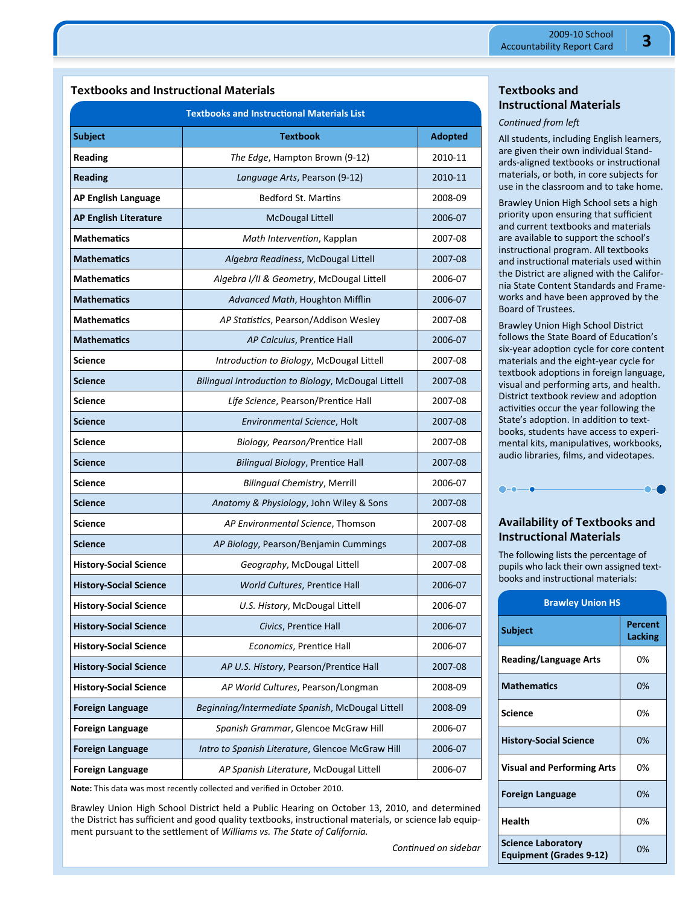## Textbooks and Instructional Materials

| Subject | Textbook | Adopted |
|---|---|---|
| **Reading** | *The Edge*, Hampton Brown (9-12) | 2010-11 |
| **Reading** | *Language Arts*, Pearson (9-12) | 2010-11 |
| **AP English Language** | Bedford St. Martins | 2008-09 |
| **AP English Literature** | McDougal Littell | 2006-07 |
| **Mathematics** | *Math Intervention*, Kapplan | 2007-08 |
| **Mathematics** | *Algebra Readiness*, McDougal Littell | 2007-08 |
| **Mathematics** | *Algebra I/II & Geometry*, McDougal Littell | 2006-07 |
| **Mathematics** | *Advanced Math*, Houghton Mifflin | 2006-07 |
| **Mathematics** | *AP Statistics*, Pearson/Addison Wesley | 2007-08 |
| **Mathematics** | *AP Calculus*, Prentice Hall | 2006-07 |
| **Science** | *Introduction to Biology*, McDougal Littell | 2007-08 |
| **Science** | *Bilingual Introduction to Biology*, McDougal Littell | 2007-08 |
| **Science** | *Life Science*, Pearson/Prentice Hall | 2007-08 |
| **Science** | *Environmental Science*, Holt | 2007-08 |
| **Science** | *Biology, Pearson/*Prentice Hall | 2007-08 |
| **Science** | *Bilingual Biology*, Prentice Hall | 2007-08 |
| **Science** | *Bilingual Chemistry*, Merrill | 2006-07 |
| **Science** | *Anatomy & Physiology*, John Wiley & Sons | 2007-08 |
| **Science** | *AP Environmental Science*, Thomson | 2007-08 |
| **Science** | *AP Biology*, Pearson/Benjamin Cummings | 2007-08 |
| **History-Social Science** | *Geography*, McDougal Littell | 2007-08 |
| **History-Social Science** | *World Cultures*, Prentice Hall | 2006-07 |
| **History-Social Science** | *U.S. History*, McDougal Littell | 2006-07 |
| **History-Social Science** | *Civics*, Prentice Hall | 2006-07 |
| **History-Social Science** | *Economics*, Prentice Hall | 2006-07 |
| **History-Social Science** | *AP U.S. History*, Pearson/Prentice Hall | 2007-08 |
| **History-Social Science** | *AP World Cultures*, Pearson/Longman | 2008-09 |
| **Foreign Language** | *Beginning/Intermediate Spanish*, McDougal Littell | 2008-09 |
| **Foreign Language** | *Spanish Grammar*, Glencoe McGraw Hill | 2006-07 |
| **Foreign Language** | *Intro to Spanish Literature*, Glencoe McGraw Hill | 2006-07 |
| **Foreign Language** | *AP Spanish Literature*, McDougal Littell | 2006-07 |

**Note:** This data was most recently collected and verified in October 2010.

Brawley Union High School District held a Public Hearing on October 13, 2010, and determined the District has sufficient and good quality textbooks, instructional materials, or science lab equipment pursuant to the settlement of *Williams vs. The State of California.*

*Continued on sidebar*

## Textbooks and Instructional Materials

*Continued from left*

All students, including English learners, are given their own individual Standards-aligned textbooks or instructional materials, or both, in core subjects for use in the classroom and to take home.

Brawley Union High School sets a high priority upon ensuring that sufficient and current textbooks and materials are available to support the school's instructional program. All textbooks and instructional materials used within the District are aligned with the California State Content Standards and Frameworks and have been approved by the Board of Trustees.

Brawley Union High School District follows the State Board of Education's six-year adoption cycle for core content materials and the eight-year cycle for textbook adoptions in foreign language, visual and performing arts, and health. District textbook review and adoption activities occur the year following the State's adoption. In addition to textbooks, students have access to experimental kits, manipulatives, workbooks, audio libraries, films, and videotapes.

## Availability of Textbooks and Instructional Materials

The following lists the percentage of pupils who lack their own assigned textbooks and instructional materials:

| Brawley Union HS | |
|---|---|
| **Subject** | **Percent Lacking** |
| **Reading/Language Arts** | 0% |
| **Mathematics** | 0% |
| **Science** | 0% |
| **History-Social Science** | 0% |
| **Visual and Performing Arts** | 0% |
| **Foreign Language** | 0% |
| **Health** | 0% |
| **Science Laboratory Equipment (Grades 9-12)** | 0% |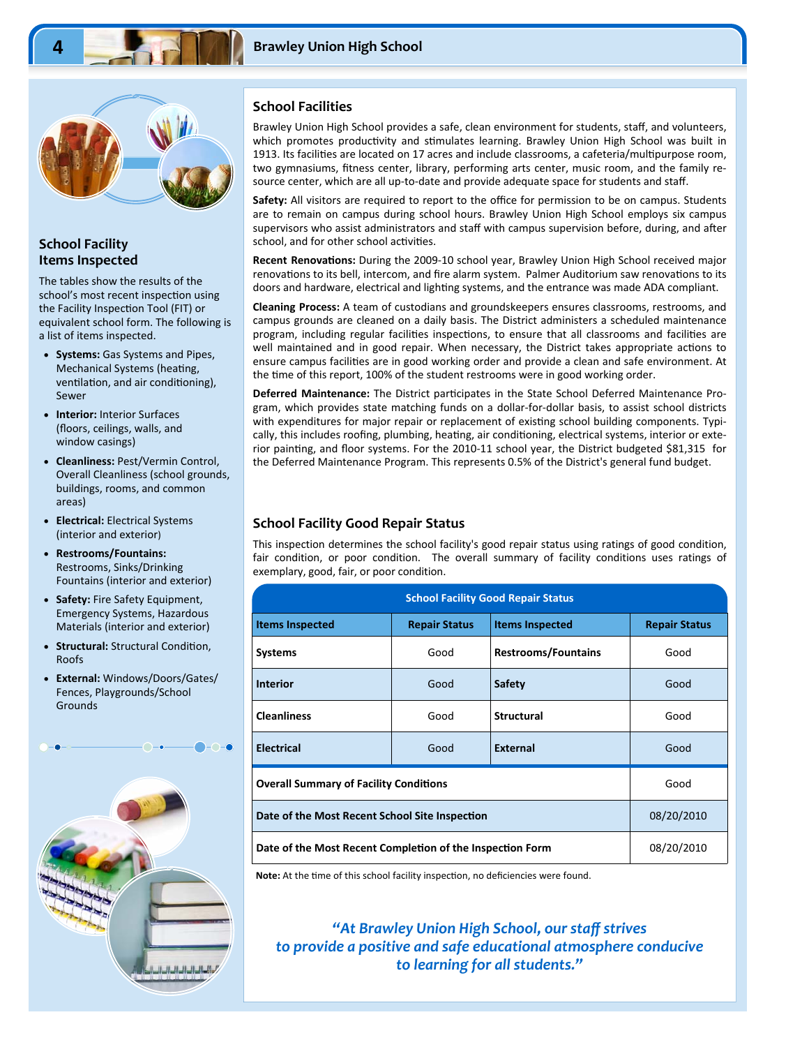## School Facility Items Inspected

The tables show the results of the school's most recent inspection using the Facility Inspection Tool (FIT) or equivalent school form. The following is a list of items inspected.

- **Systems:** Gas Systems and Pipes, Mechanical Systems (heating, ventilation, and air conditioning), Sewer
- **Interior:** Interior Surfaces (floors, ceilings, walls, and window casings)
- **Cleanliness:** Pest/Vermin Control, Overall Cleanliness (school grounds, buildings, rooms, and common areas)
- **Electrical:** Electrical Systems (interior and exterior)
- **Restrooms/Fountains:** Restrooms, Sinks/Drinking Fountains (interior and exterior)
- **Safety:** Fire Safety Equipment, Emergency Systems, Hazardous Materials (interior and exterior)
- **Structural:** Structural Condition, Roofs
- **External:** Windows/Doors/Gates/ Fences, Playgrounds/School Grounds

## School Facilities

Brawley Union High School provides a safe, clean environment for students, staff, and volunteers, which promotes productivity and stimulates learning. Brawley Union High School was built in 1913. Its facilities are located on 17 acres and include classrooms, a cafeteria/multipurpose room, two gymnasiums, fitness center, library, performing arts center, music room, and the family resource center, which are all up-to-date and provide adequate space for students and staff.

**Safety:** All visitors are required to report to the office for permission to be on campus. Students are to remain on campus during school hours. Brawley Union High School employs six campus supervisors who assist administrators and staff with campus supervision before, during, and after school, and for other school activities.

**Recent Renovations:** During the 2009-10 school year, Brawley Union High School received major renovations to its bell, intercom, and fire alarm system. Palmer Auditorium saw renovations to its doors and hardware, electrical and lighting systems, and the entrance was made ADA compliant.

**Cleaning Process:** A team of custodians and groundskeepers ensures classrooms, restrooms, and campus grounds are cleaned on a daily basis. The District administers a scheduled maintenance program, including regular facilities inspections, to ensure that all classrooms and facilities are well maintained and in good repair. When necessary, the District takes appropriate actions to ensure campus facilities are in good working order and provide a clean and safe environment. At the time of this report, 100% of the student restrooms were in good working order.

**Deferred Maintenance:** The District participates in the State School Deferred Maintenance Program, which provides state matching funds on a dollar-for-dollar basis, to assist school districts with expenditures for major repair or replacement of existing school building components. Typically, this includes roofing, plumbing, heating, air conditioning, electrical systems, interior or exterior painting, and floor systems. For the 2010-11 school year, the District budgeted $81,315 for the Deferred Maintenance Program. This represents 0.5% of the District's general fund budget.

## School Facility Good Repair Status

This inspection determines the school facility's good repair status using ratings of good condition, fair condition, or poor condition. The overall summary of facility conditions uses ratings of exemplary, good, fair, or poor condition.

**School Facility Good Repair Status**

| Items Inspected | Repair Status | Items Inspected | Repair Status |
|---|---|---|---|
| Systems | Good | Restrooms/Fountains | Good |
| Interior | Good | Safety | Good |
| Cleanliness | Good | Structural | Good |
| Electrical | Good | External | Good |
| Overall Summary of Facility Conditions | | | Good |
| Date of the Most Recent School Site Inspection | | | 08/20/2010 |
| Date of the Most Recent Completion of the Inspection Form | | | 08/20/2010 |

**Note:** At the time of this school facility inspection, no deficiencies were found.

*"At Brawley Union High School, our staff strives to provide a positive and safe educational atmosphere conducive to learning for all students."*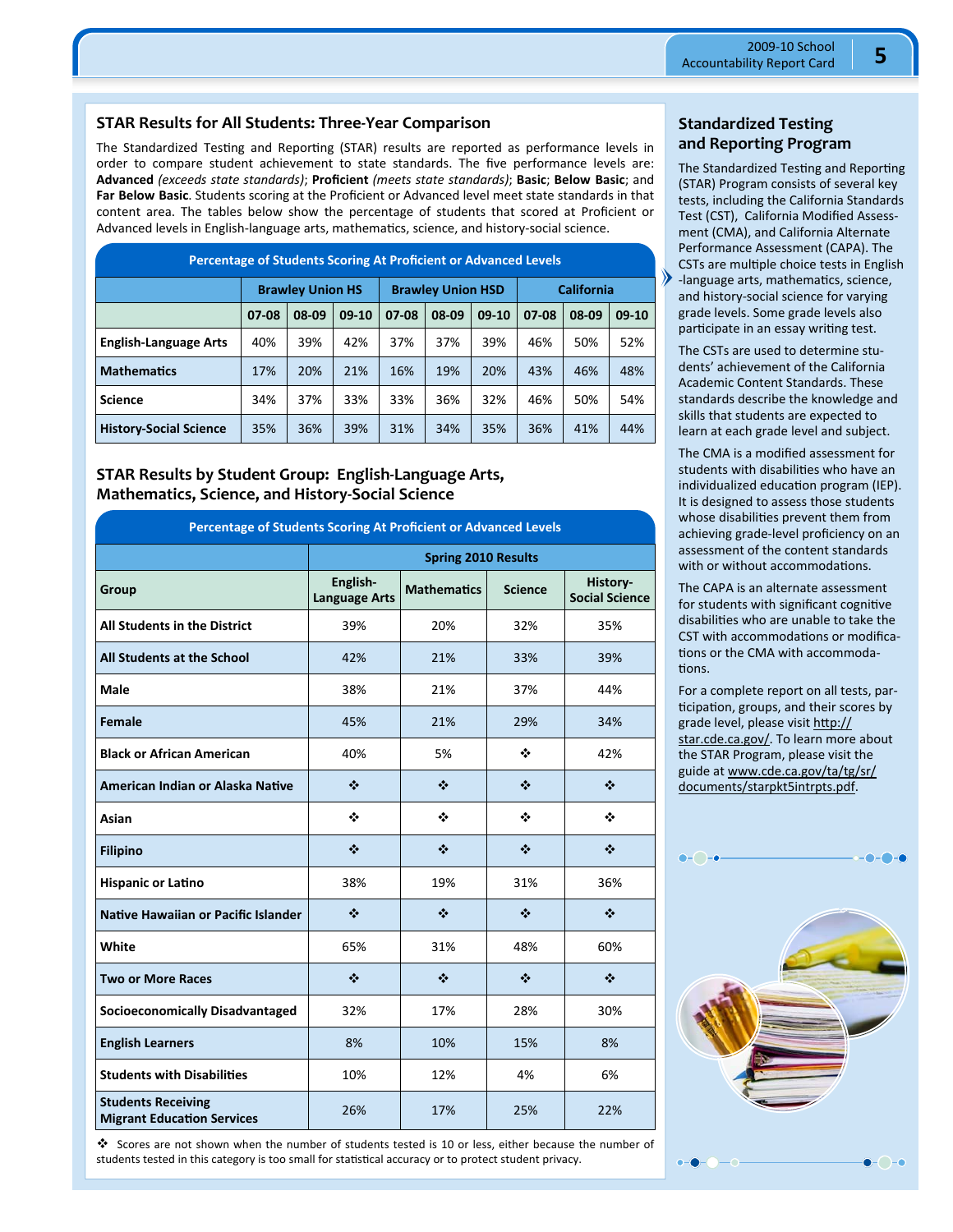## STAR Results for All Students: Three-Year Comparison

The Standardized Testing and Reporting (STAR) results are reported as performance levels in order to compare student achievement to state standards. The five performance levels are: **Advanced** *(exceeds state standards)*; **Proficient** *(meets state standards)*; **Basic**; **Below Basic**; and **Far Below Basic**. Students scoring at the Proficient or Advanced level meet state standards in that content area. The tables below show the percentage of students that scored at Proficient or Advanced levels in English-language arts, mathematics, science, and history-social science.

**Percentage of Students Scoring At Proficient or Advanced Levels**

| | Brawley Union HS | | | Brawley Union HSD | | | California | | |
|---|---|---|---|---|---|---|---|---|---|
| | 07-08 | 08-09 | 09-10 | 07-08 | 08-09 | 09-10 | 07-08 | 08-09 | 09-10 |
| English-Language Arts | 40% | 39% | 42% | 37% | 37% | 39% | 46% | 50% | 52% |
| Mathematics | 17% | 20% | 21% | 16% | 19% | 20% | 43% | 46% | 48% |
| Science | 34% | 37% | 33% | 33% | 36% | 32% | 46% | 50% | 54% |
| History-Social Science | 35% | 36% | 39% | 31% | 34% | 35% | 36% | 41% | 44% |

## STAR Results by Student Group: English-Language Arts, Mathematics, Science, and History-Social Science

**Percentage of Students Scoring At Proficient or Advanced Levels**

| | Spring 2010 Results | | | |
|---|---|---|---|---|
| Group | English-Language Arts | Mathematics | Science | History-Social Science |
| All Students in the District | 39% | 20% | 32% | 35% |
| All Students at the School | 42% | 21% | 33% | 39% |
| Male | 38% | 21% | 37% | 44% |
| Female | 45% | 21% | 29% | 34% |
| Black or African American | 40% | 5% | ❖ | 42% |
| American Indian or Alaska Native | ❖ | ❖ | ❖ | ❖ |
| Asian | ❖ | ❖ | ❖ | ❖ |
| Filipino | ❖ | ❖ | ❖ | ❖ |
| Hispanic or Latino | 38% | 19% | 31% | 36% |
| Native Hawaiian or Pacific Islander | ❖ | ❖ | ❖ | ❖ |
| White | 65% | 31% | 48% | 60% |
| Two or More Races | ❖ | ❖ | ❖ | ❖ |
| Socioeconomically Disadvantaged | 32% | 17% | 28% | 30% |
| English Learners | 8% | 10% | 15% | 8% |
| Students with Disabilities | 10% | 12% | 4% | 6% |
| Students Receiving Migrant Education Services | 26% | 17% | 25% | 22% |

❖ Scores are not shown when the number of students tested is 10 or less, either because the number of students tested in this category is too small for statistical accuracy or to protect student privacy.

## Standardized Testing and Reporting Program

The Standardized Testing and Reporting (STAR) Program consists of several key tests, including the California Standards Test (CST), California Modified Assessment (CMA), and California Alternate Performance Assessment (CAPA). The CSTs are multiple choice tests in English-language arts, mathematics, science, and history-social science for varying grade levels. Some grade levels also participate in an essay writing test.

The CSTs are used to determine students' achievement of the California Academic Content Standards. These standards describe the knowledge and skills that students are expected to learn at each grade level and subject.

The CMA is a modified assessment for students with disabilities who have an individualized education program (IEP). It is designed to assess those students whose disabilities prevent them from achieving grade-level proficiency on an assessment of the content standards with or without accommodations.

The CAPA is an alternate assessment for students with significant cognitive disabilities who are unable to take the CST with accommodations or modifications or the CMA with accommodations.

For a complete report on all tests, participation, groups, and their scores by grade level, please visit http://star.cde.ca.gov/. To learn more about the STAR Program, please visit the guide at www.cde.ca.gov/ta/tg/sr/documents/starpkt5intrpts.pdf.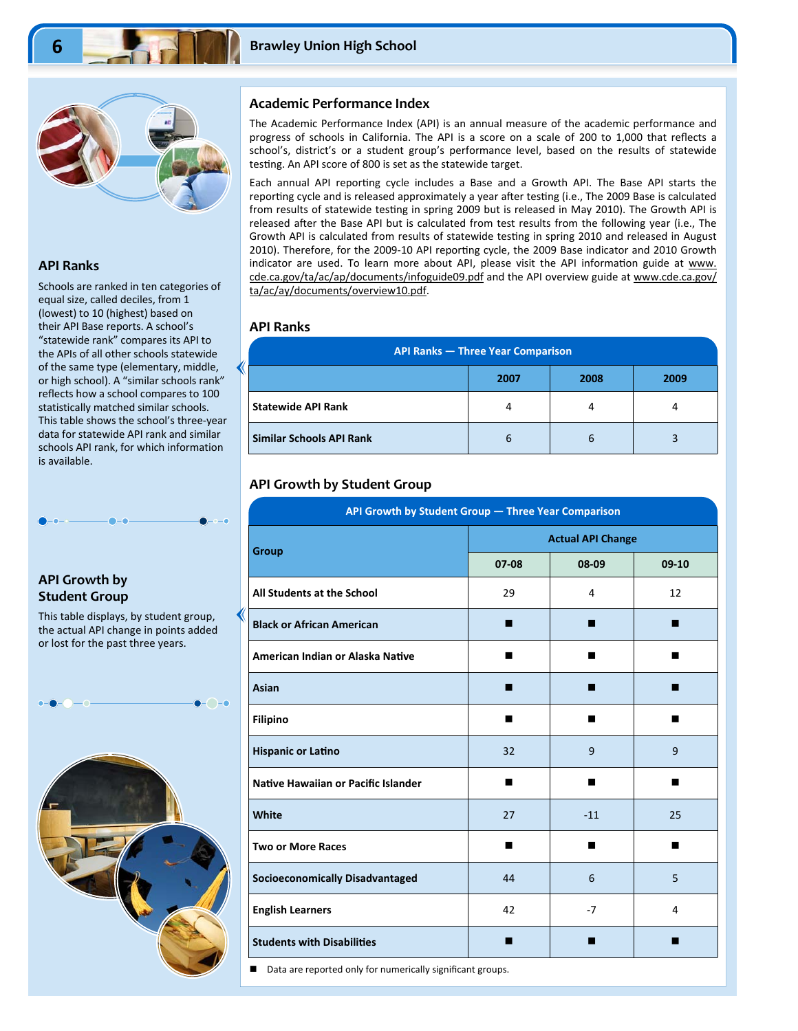## Academic Performance Index

The Academic Performance Index (API) is an annual measure of the academic performance and progress of schools in California. The API is a score on a scale of 200 to 1,000 that reflects a school's, district's or a student group's performance level, based on the results of statewide testing. An API score of 800 is set as the statewide target.

Each annual API reporting cycle includes a Base and a Growth API. The Base API starts the reporting cycle and is released approximately a year after testing (i.e., The 2009 Base is calculated from results of statewide testing in spring 2009 but is released in May 2010). The Growth API is released after the Base API but is calculated from test results from the following year (i.e., The Growth API is calculated from results of statewide testing in spring 2010 and released in August 2010). Therefore, for the 2009-10 API reporting cycle, the 2009 Base indicator and 2010 Growth indicator are used. To learn more about API, please visit the API information guide at www.cde.ca.gov/ta/ac/ap/documents/infoguide09.pdf and the API overview guide at www.cde.ca.gov/ta/ac/ay/documents/overview10.pdf.

### API Ranks

Schools are ranked in ten categories of equal size, called deciles, from 1 (lowest) to 10 (highest) based on their API Base reports. A school's "statewide rank" compares its API to the APIs of all other schools statewide of the same type (elementary, middle, or high school). A "similar schools rank" reflects how a school compares to 100 statistically matched similar schools. This table shows the school's three-year data for statewide API rank and similar schools API rank, for which information is available.

**API Ranks — Three Year Comparison**

| | 2007 | 2008 | 2009 |
|---|---|---|---|
| Statewide API Rank | 4 | 4 | 4 |
| Similar Schools API Rank | 6 | 6 | 3 |

### API Growth by Student Group

This table displays, by student group, the actual API change in points added or lost for the past three years.

**API Growth by Student Group — Three Year Comparison**

| Group | Actual API Change | | |
|---|---|---|---|
| | 07-08 | 08-09 | 09-10 |
| All Students at the School | 29 | 4 | 12 |
| Black or African American | ■ | ■ | ■ |
| American Indian or Alaska Native | ■ | ■ | ■ |
| Asian | ■ | ■ | ■ |
| Filipino | ■ | ■ | ■ |
| Hispanic or Latino | 32 | 9 | 9 |
| Native Hawaiian or Pacific Islander | ■ | ■ | ■ |
| White | 27 | -11 | 25 |
| Two or More Races | ■ | ■ | ■ |
| Socioeconomically Disadvantaged | 44 | 6 | 5 |
| English Learners | 42 | -7 | 4 |
| Students with Disabilities | ■ | ■ | ■ |

■ Data are reported only for numerically significant groups.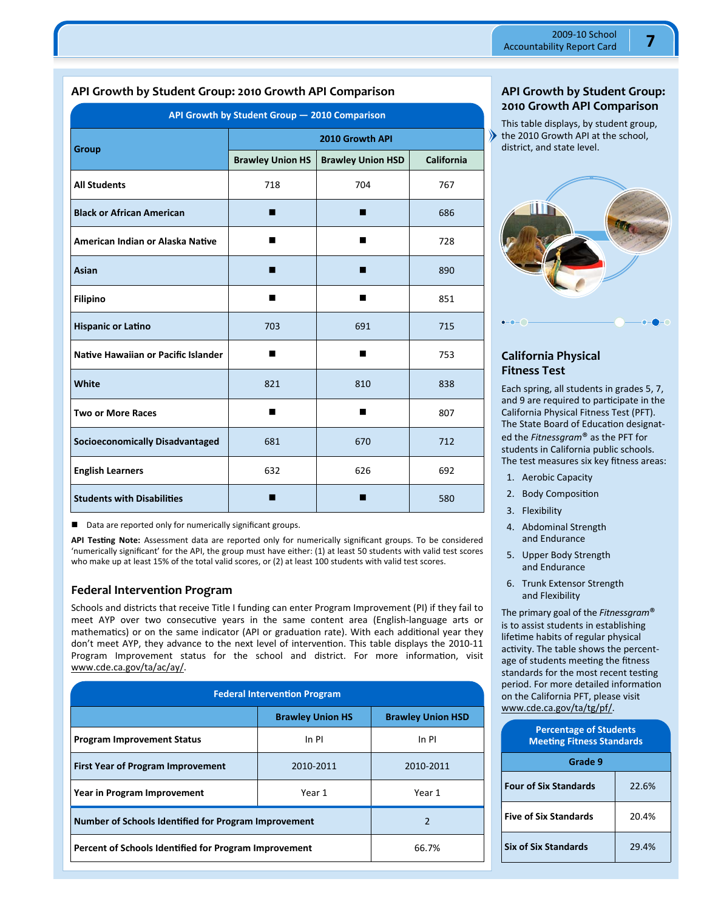## API Growth by Student Group: 2010 Growth API Comparison

| API Growth by Student Group — 2010 Comparison | | | |
|---|---|---|---|
| Group | 2010 Growth API | | |
| | Brawley Union HS | Brawley Union HSD | California |
| All Students | 718 | 704 | 767 |
| Black or African American | ■ | ■ | 686 |
| American Indian or Alaska Native | ■ | ■ | 728 |
| Asian | ■ | ■ | 890 |
| Filipino | ■ | ■ | 851 |
| Hispanic or Latino | 703 | 691 | 715 |
| Native Hawaiian or Pacific Islander | ■ | ■ | 753 |
| White | 821 | 810 | 838 |
| Two or More Races | ■ | ■ | 807 |
| Socioeconomically Disadvantaged | 681 | 670 | 712 |
| English Learners | 632 | 626 | 692 |
| Students with Disabilities | ■ | ■ | 580 |

■ Data are reported only for numerically significant groups.

**API Testing Note:** Assessment data are reported only for numerically significant groups. To be considered 'numerically significant' for the API, the group must have either: (1) at least 50 students with valid test scores who make up at least 15% of the total valid scores, or (2) at least 100 students with valid test scores.

## Federal Intervention Program

Schools and districts that receive Title I funding can enter Program Improvement (PI) if they fail to meet AYP over two consecutive years in the same content area (English-language arts or mathematics) or on the same indicator (API or graduation rate). With each additional year they don't meet AYP, they advance to the next level of intervention. This table displays the 2010-11 Program Improvement status for the school and district. For more information, visit www.cde.ca.gov/ta/ac/ay/.

| Federal Intervention Program | | |
|---|---|---|
| | Brawley Union HS | Brawley Union HSD |
| Program Improvement Status | In PI | In PI |
| First Year of Program Improvement | 2010-2011 | 2010-2011 |
| Year in Program Improvement | Year 1 | Year 1 |
| Number of Schools Identified for Program Improvement | | 2 |
| Percent of Schools Identified for Program Improvement | | 66.7% |

## API Growth by Student Group: 2010 Growth API Comparison

This table displays, by student group, the 2010 Growth API at the school, district, and state level.

## California Physical Fitness Test

Each spring, all students in grades 5, 7, and 9 are required to participate in the California Physical Fitness Test (PFT). The State Board of Education designated the *Fitnessgram*® as the PFT for students in California public schools. The test measures six key fitness areas:

1. Aerobic Capacity
2. Body Composition
3. Flexibility
4. Abdominal Strength and Endurance
5. Upper Body Strength and Endurance
6. Trunk Extensor Strength and Flexibility

The primary goal of the *Fitnessgram*® is to assist students in establishing lifetime habits of regular physical activity. The table shows the percentage of students meeting the fitness standards for the most recent testing period. For more detailed information on the California PFT, please visit www.cde.ca.gov/ta/tg/pf/.

| Percentage of Students Meeting Fitness Standards | |
|---|---|
| | Grade 9 |
| Four of Six Standards | 22.6% |
| Five of Six Standards | 20.4% |
| Six of Six Standards | 29.4% |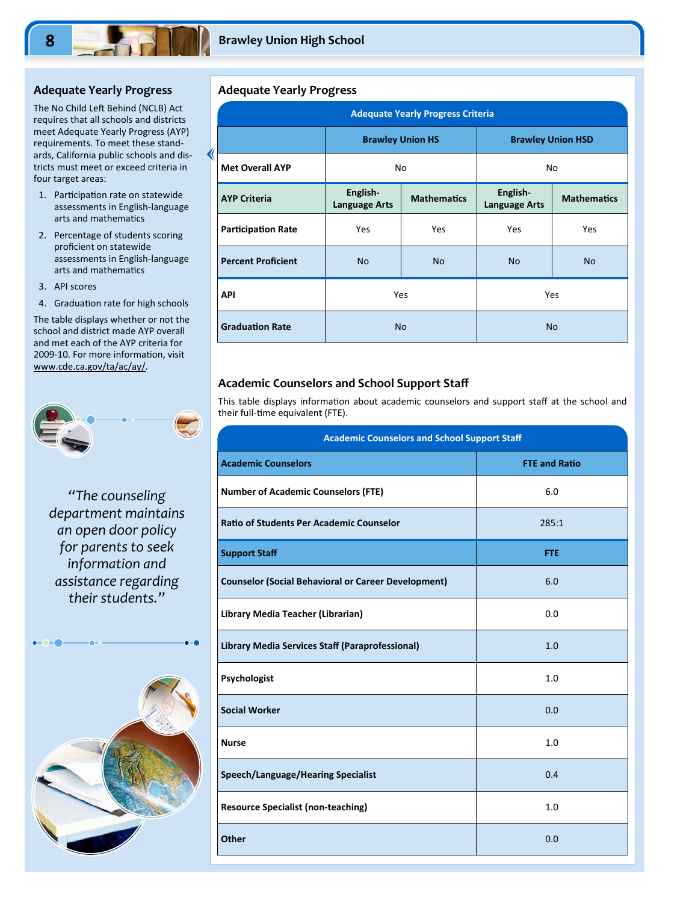## Adequate Yearly Progress

The No Child Left Behind (NCLB) Act requires that all schools and districts meet Adequate Yearly Progress (AYP) requirements. To meet these standards, California public schools and districts must meet or exceed criteria in four target areas:

1. Participation rate on statewide assessments in English-language arts and mathematics
2. Percentage of students scoring proficient on statewide assessments in English-language arts and mathematics
3. API scores
4. Graduation rate for high schools

The table displays whether or not the school and district made AYP overall and met each of the AYP criteria for 2009-10. For more information, visit www.cde.ca.gov/ta/ac/ay/.

*"The counseling department maintains an open door policy for parents to seek information and assistance regarding their students."*

## Adequate Yearly Progress

**Adequate Yearly Progress Criteria**

| | Brawley Union HS | | Brawley Union HSD | |
|---|---|---|---|---|
| **Met Overall AYP** | No | | No | |
| **AYP Criteria** | **English-Language Arts** | **Mathematics** | **English-Language Arts** | **Mathematics** |
| **Participation Rate** | Yes | Yes | Yes | Yes |
| **Percent Proficient** | No | No | No | No |
| **API** | Yes | | Yes | |
| **Graduation Rate** | No | | No | |

## Academic Counselors and School Support Staff

This table displays information about academic counselors and support staff at the school and their full-time equivalent (FTE).

**Academic Counselors and School Support Staff**

| Academic Counselors | FTE and Ratio |
|---|---|
| Number of Academic Counselors (FTE) | 6.0 |
| Ratio of Students Per Academic Counselor | 285:1 |
| **Support Staff** | **FTE** |
| Counselor (Social Behavioral or Career Development) | 6.0 |
| Library Media Teacher (Librarian) | 0.0 |
| Library Media Services Staff (Paraprofessional) | 1.0 |
| Psychologist | 1.0 |
| Social Worker | 0.0 |
| Nurse | 1.0 |
| Speech/Language/Hearing Specialist | 0.4 |
| Resource Specialist (non-teaching) | 1.0 |
| Other | 0.0 |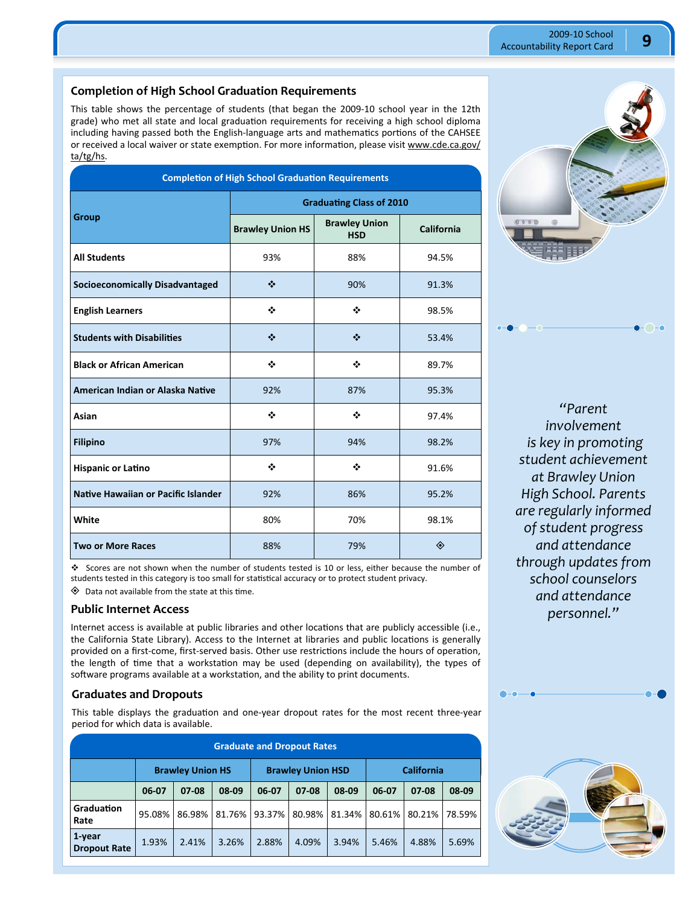## Completion of High School Graduation Requirements

This table shows the percentage of students (that began the 2009-10 school year in the 12th grade) who met all state and local graduation requirements for receiving a high school diploma including having passed both the English-language arts and mathematics portions of the CAHSEE or received a local waiver or state exemption. For more information, please visit www.cde.ca.gov/ta/tg/hs.

**Completion of High School Graduation Requirements**

| Group | Graduating Class of 2010 | | |
|---|---|---|---|
| | Brawley Union HS | Brawley Union HSD | California |
| All Students | 93% | 88% | 94.5% |
| Socioeconomically Disadvantaged | ❖ | 90% | 91.3% |
| English Learners | ❖ | ❖ | 98.5% |
| Students with Disabilities | ❖ | ❖ | 53.4% |
| Black or African American | ❖ | ❖ | 89.7% |
| American Indian or Alaska Native | 92% | 87% | 95.3% |
| Asian | ❖ | ❖ | 97.4% |
| Filipino | 97% | 94% | 98.2% |
| Hispanic or Latino | ❖ | ❖ | 91.6% |
| Native Hawaiian or Pacific Islander | 92% | 86% | 95.2% |
| White | 80% | 70% | 98.1% |
| Two or More Races | 88% | 79% | ◈ |

❖ Scores are not shown when the number of students tested is 10 or less, either because the number of students tested in this category is too small for statistical accuracy or to protect student privacy.

◈ Data not available from the state at this time.

## Public Internet Access

Internet access is available at public libraries and other locations that are publicly accessible (i.e., the California State Library). Access to the Internet at libraries and public locations is generally provided on a first-come, first-served basis. Other use restrictions include the hours of operation, the length of time that a workstation may be used (depending on availability), the types of software programs available at a workstation, and the ability to print documents.

## Graduates and Dropouts

This table displays the graduation and one-year dropout rates for the most recent three-year period for which data is available.

**Graduate and Dropout Rates**

| | Brawley Union HS | | | Brawley Union HSD | | | California | | |
|---|---|---|---|---|---|---|---|---|---|
| | 06-07 | 07-08 | 08-09 | 06-07 | 07-08 | 08-09 | 06-07 | 07-08 | 08-09 |
| Graduation Rate | 95.08% | 86.98% | 81.76% | 93.37% | 80.98% | 81.34% | 80.61% | 80.21% | 78.59% |
| 1-year Dropout Rate | 1.93% | 2.41% | 3.26% | 2.88% | 4.09% | 3.94% | 5.46% | 4.88% | 5.69% |

*"Parent involvement is key in promoting student achievement at Brawley Union High School. Parents are regularly informed of student progress and attendance through updates from school counselors and attendance personnel."*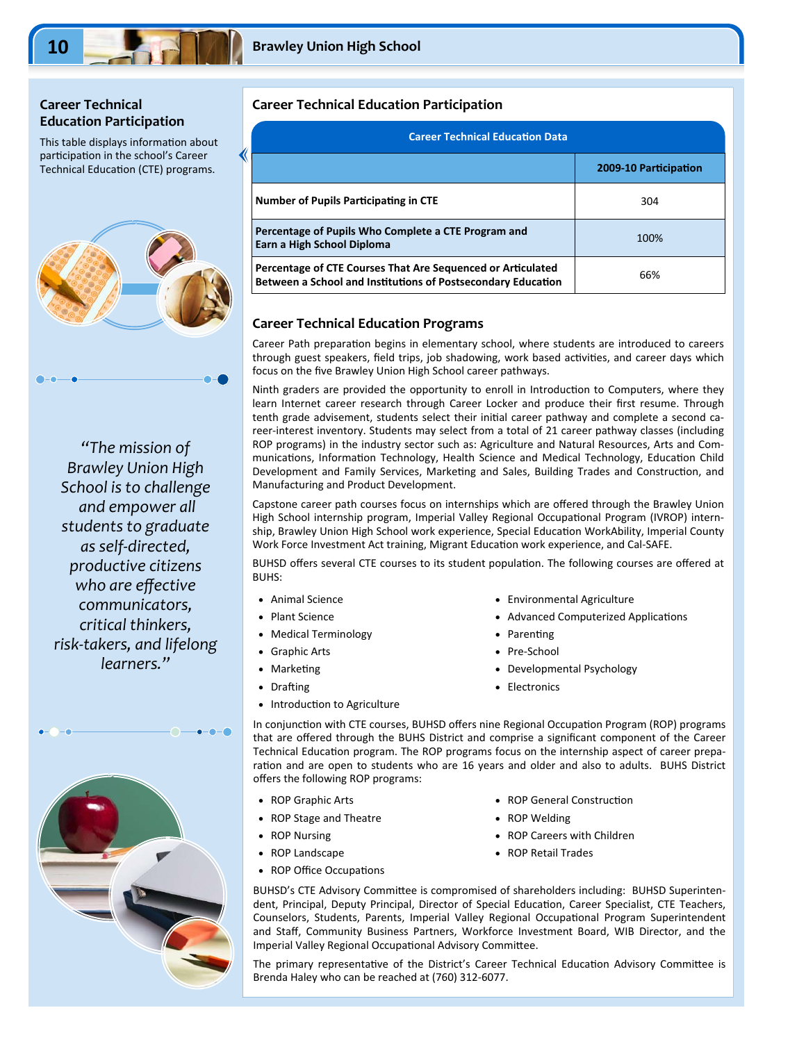## Career Technical Education Participation

This table displays information about participation in the school's Career Technical Education (CTE) programs.

*"The mission of Brawley Union High School is to challenge and empower all students to graduate as self-directed, productive citizens who are effective communicators, critical thinkers, risk-takers, and lifelong learners."*

## Career Technical Education Participation

| Career Technical Education Data | |
|---|---|
| | **2009-10 Participation** |
| **Number of Pupils Participating in CTE** | 304 |
| **Percentage of Pupils Who Complete a CTE Program and Earn a High School Diploma** | 100% |
| **Percentage of CTE Courses That Are Sequenced or Articulated Between a School and Institutions of Postsecondary Education** | 66% |

## Career Technical Education Programs

Career Path preparation begins in elementary school, where students are introduced to careers through guest speakers, field trips, job shadowing, work based activities, and career days which focus on the five Brawley Union High School career pathways.

Ninth graders are provided the opportunity to enroll in Introduction to Computers, where they learn Internet career research through Career Locker and produce their first resume. Through tenth grade advisement, students select their initial career pathway and complete a second career-interest inventory. Students may select from a total of 21 career pathway classes (including ROP programs) in the industry sector such as: Agriculture and Natural Resources, Arts and Communications, Information Technology, Health Science and Medical Technology, Education Child Development and Family Services, Marketing and Sales, Building Trades and Construction, and Manufacturing and Product Development.

Capstone career path courses focus on internships which are offered through the Brawley Union High School internship program, Imperial Valley Regional Occupational Program (IVROP) internship, Brawley Union High School work experience, Special Education WorkAbility, Imperial County Work Force Investment Act training, Migrant Education work experience, and Cal-SAFE.

BUHSD offers several CTE courses to its student population. The following courses are offered at BUHS:

- Animal Science
- Plant Science
- Medical Terminology
- Graphic Arts
- Marketing
- Drafting
- Introduction to Agriculture
- Environmental Agriculture
- Advanced Computerized Applications
- Parenting
- Pre-School
- Developmental Psychology
- Electronics

In conjunction with CTE courses, BUHSD offers nine Regional Occupation Program (ROP) programs that are offered through the BUHS District and comprise a significant component of the Career Technical Education program. The ROP programs focus on the internship aspect of career preparation and are open to students who are 16 years and older and also to adults. BUHS District offers the following ROP programs:

- ROP Graphic Arts
- ROP Stage and Theatre
- ROP Nursing
- ROP Landscape
- ROP Office Occupations
- ROP General Construction
- ROP Welding
- ROP Careers with Children
- ROP Retail Trades

BUHSD's CTE Advisory Committee is compromised of shareholders including: BUHSD Superintendent, Principal, Deputy Principal, Director of Special Education, Career Specialist, CTE Teachers, Counselors, Students, Parents, Imperial Valley Regional Occupational Program Superintendent and Staff, Community Business Partners, Workforce Investment Board, WIB Director, and the Imperial Valley Regional Occupational Advisory Committee.

The primary representative of the District's Career Technical Education Advisory Committee is Brenda Haley who can be reached at (760) 312-6077.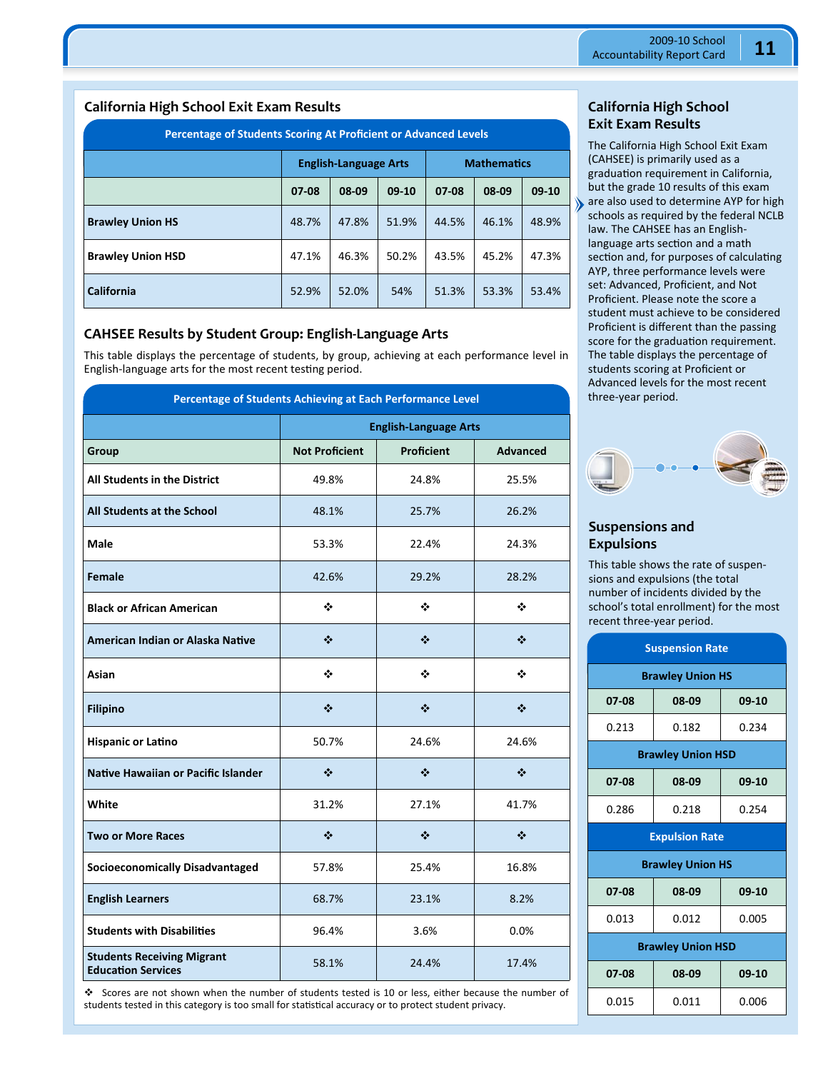## California High School Exit Exam Results

**Percentage of Students Scoring At Proficient or Advanced Levels**

| | English-Language Arts | | | Mathematics | | |
|---|---|---|---|---|---|---|
| | 07-08 | 08-09 | 09-10 | 07-08 | 08-09 | 09-10 |
| **Brawley Union HS** | 48.7% | 47.8% | 51.9% | 44.5% | 46.1% | 48.9% |
| **Brawley Union HSD** | 47.1% | 46.3% | 50.2% | 43.5% | 45.2% | 47.3% |
| **California** | 52.9% | 52.0% | 54% | 51.3% | 53.3% | 53.4% |

## CAHSEE Results by Student Group: English-Language Arts

This table displays the percentage of students, by group, achieving at each performance level in English-language arts for the most recent testing period.

**Percentage of Students Achieving at Each Performance Level**

| | English-Language Arts | | |
|---|---|---|---|
| **Group** | **Not Proficient** | **Proficient** | **Advanced** |
| **All Students in the District** | 49.8% | 24.8% | 25.5% |
| **All Students at the School** | 48.1% | 25.7% | 26.2% |
| **Male** | 53.3% | 22.4% | 24.3% |
| **Female** | 42.6% | 29.2% | 28.2% |
| **Black or African American** | ❖ | ❖ | ❖ |
| **American Indian or Alaska Native** | ❖ | ❖ | ❖ |
| **Asian** | ❖ | ❖ | ❖ |
| **Filipino** | ❖ | ❖ | ❖ |
| **Hispanic or Latino** | 50.7% | 24.6% | 24.6% |
| **Native Hawaiian or Pacific Islander** | ❖ | ❖ | ❖ |
| **White** | 31.2% | 27.1% | 41.7% |
| **Two or More Races** | ❖ | ❖ | ❖ |
| **Socioeconomically Disadvantaged** | 57.8% | 25.4% | 16.8% |
| **English Learners** | 68.7% | 23.1% | 8.2% |
| **Students with Disabilities** | 96.4% | 3.6% | 0.0% |
| **Students Receiving Migrant Education Services** | 58.1% | 24.4% | 17.4% |

❖ Scores are not shown when the number of students tested is 10 or less, either because the number of students tested in this category is too small for statistical accuracy or to protect student privacy.

## California High School Exit Exam Results

The California High School Exit Exam (CAHSEE) is primarily used as a graduation requirement in California, but the grade 10 results of this exam are also used to determine AYP for high schools as required by the federal NCLB law. The CAHSEE has an English-language arts section and a math section and, for purposes of calculating AYP, three performance levels were set: Advanced, Proficient, and Not Proficient. Please note the score a student must achieve to be considered Proficient is different than the passing score for the graduation requirement. The table displays the percentage of students scoring at Proficient or Advanced levels for the most recent three-year period.

## Suspensions and Expulsions

This table shows the rate of suspensions and expulsions (the total number of incidents divided by the school's total enrollment) for the most recent three-year period.

**Suspension Rate**

| Brawley Union HS | | |
|---|---|---|
| 07-08 | 08-09 | 09-10 |
| 0.213 | 0.182 | 0.234 |

| Brawley Union HSD | | |
|---|---|---|
| 07-08 | 08-09 | 09-10 |
| 0.286 | 0.218 | 0.254 |

**Expulsion Rate**

| Brawley Union HS | | |
|---|---|---|
| 07-08 | 08-09 | 09-10 |
| 0.013 | 0.012 | 0.005 |

| Brawley Union HSD | | |
|---|---|---|
| 07-08 | 08-09 | 09-10 |
| 0.015 | 0.011 | 0.006 |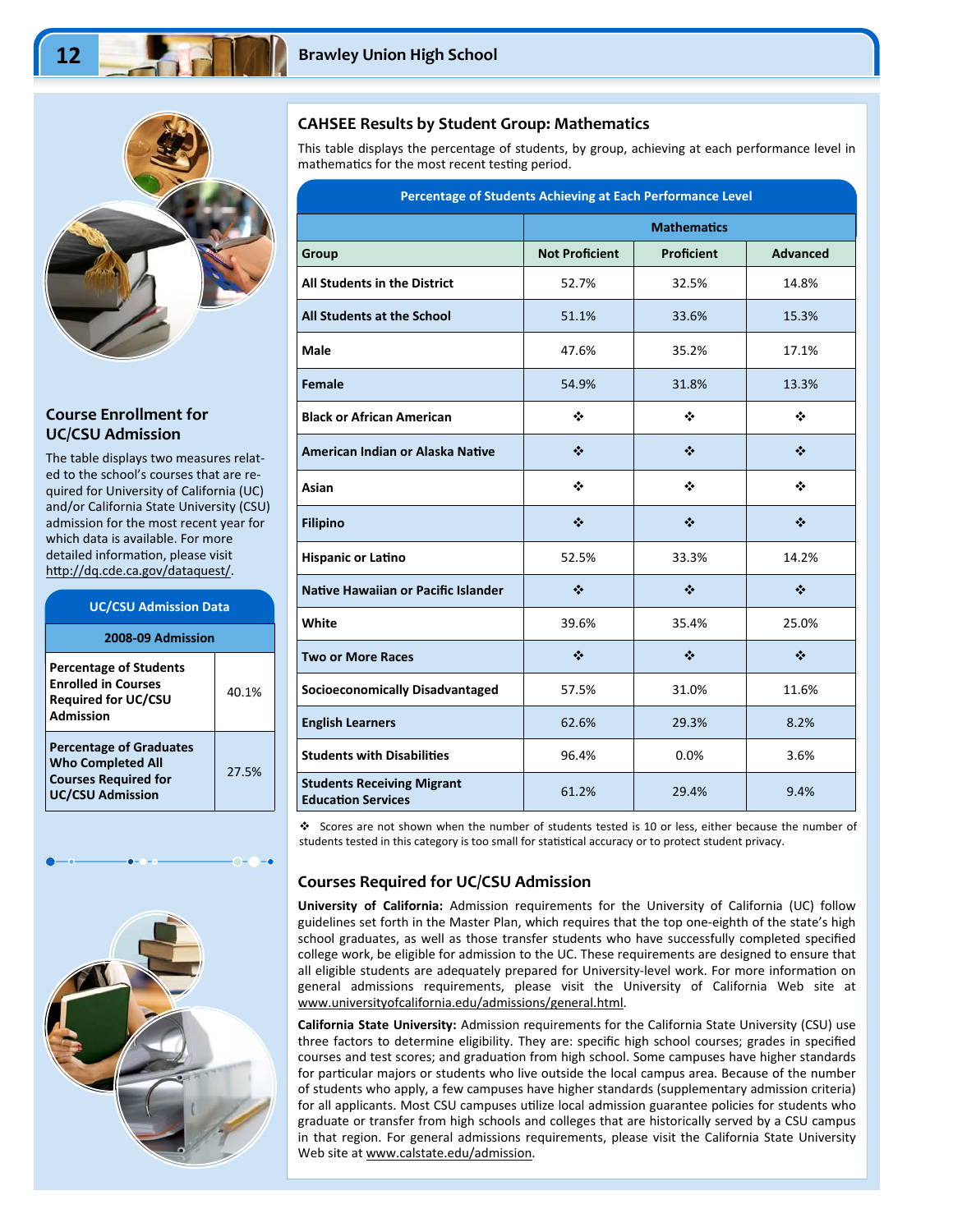## Course Enrollment for UC/CSU Admission

The table displays two measures related to the school's courses that are required for University of California (UC) and/or California State University (CSU) admission for the most recent year for which data is available. For more detailed information, please visit http://dq.cde.ca.gov/dataquest/.

| UC/CSU Admission Data | |
|---|---|
| **2008-09 Admission** | |
| **Percentage of Students Enrolled in Courses Required for UC/CSU Admission** | 40.1% |
| **Percentage of Graduates Who Completed All Courses Required for UC/CSU Admission** | 27.5% |

## CAHSEE Results by Student Group: Mathematics

This table displays the percentage of students, by group, achieving at each performance level in mathematics for the most recent testing period.

**Percentage of Students Achieving at Each Performance Level**

| | Mathematics | | |
|---|---|---|---|
| **Group** | **Not Proficient** | **Proficient** | **Advanced** |
| **All Students in the District** | 52.7% | 32.5% | 14.8% |
| **All Students at the School** | 51.1% | 33.6% | 15.3% |
| **Male** | 47.6% | 35.2% | 17.1% |
| **Female** | 54.9% | 31.8% | 13.3% |
| **Black or African American** | ❖ | ❖ | ❖ |
| **American Indian or Alaska Native** | ❖ | ❖ | ❖ |
| **Asian** | ❖ | ❖ | ❖ |
| **Filipino** | ❖ | ❖ | ❖ |
| **Hispanic or Latino** | 52.5% | 33.3% | 14.2% |
| **Native Hawaiian or Pacific Islander** | ❖ | ❖ | ❖ |
| **White** | 39.6% | 35.4% | 25.0% |
| **Two or More Races** | ❖ | ❖ | ❖ |
| **Socioeconomically Disadvantaged** | 57.5% | 31.0% | 11.6% |
| **English Learners** | 62.6% | 29.3% | 8.2% |
| **Students with Disabilities** | 96.4% | 0.0% | 3.6% |
| **Students Receiving Migrant Education Services** | 61.2% | 29.4% | 9.4% |

❖ Scores are not shown when the number of students tested is 10 or less, either because the number of students tested in this category is too small for statistical accuracy or to protect student privacy.

## Courses Required for UC/CSU Admission

**University of California:** Admission requirements for the University of California (UC) follow guidelines set forth in the Master Plan, which requires that the top one-eighth of the state's high school graduates, as well as those transfer students who have successfully completed specified college work, be eligible for admission to the UC. These requirements are designed to ensure that all eligible students are adequately prepared for University-level work. For more information on general admissions requirements, please visit the University of California Web site at www.universityofcalifornia.edu/admissions/general.html.

**California State University:** Admission requirements for the California State University (CSU) use three factors to determine eligibility. They are: specific high school courses; grades in specified courses and test scores; and graduation from high school. Some campuses have higher standards for particular majors or students who live outside the local campus area. Because of the number of students who apply, a few campuses have higher standards (supplementary admission criteria) for all applicants. Most CSU campuses utilize local admission guarantee policies for students who graduate or transfer from high schools and colleges that are historically served by a CSU campus in that region. For general admissions requirements, please visit the California State University Web site at www.calstate.edu/admission.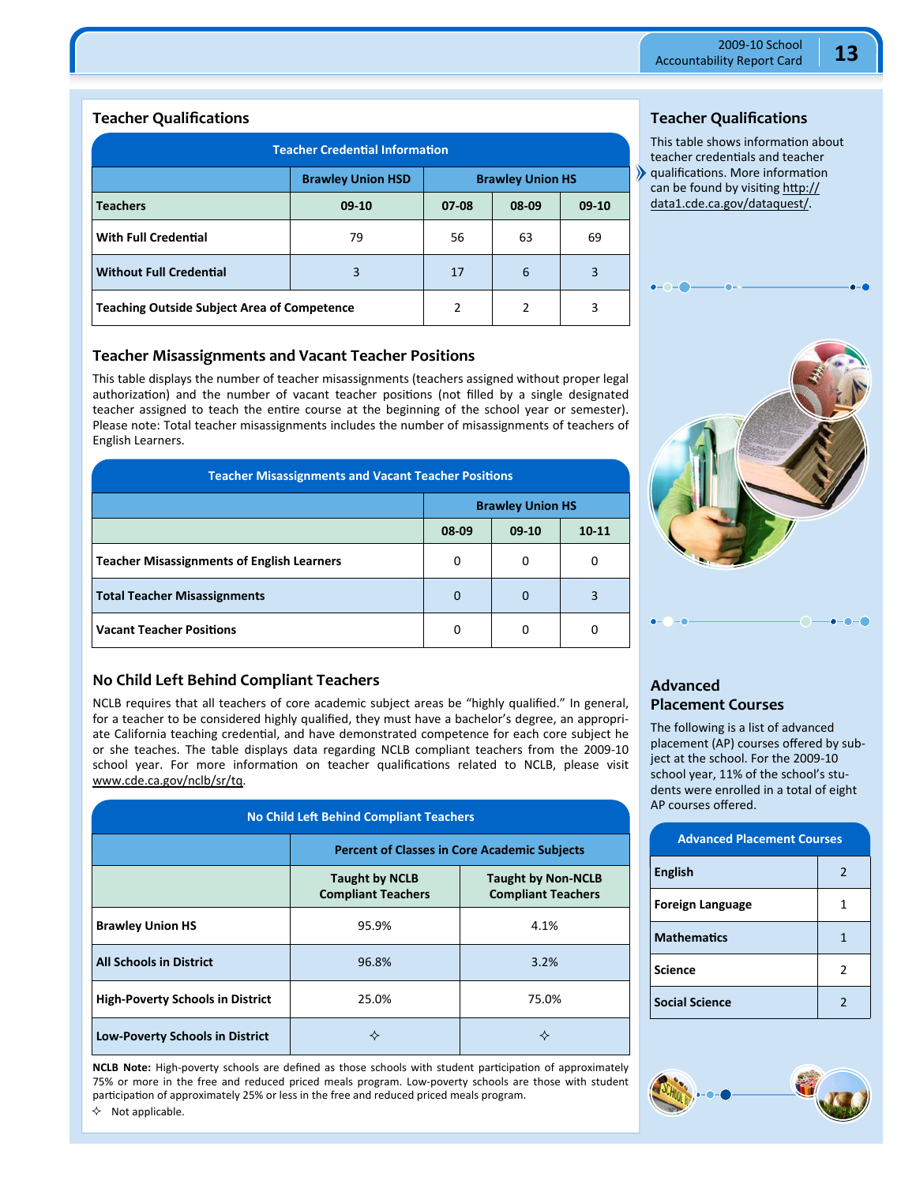## Teacher Qualifications

| Teacher Credential Information | | | | |
|---|---|---|---|---|
| | Brawley Union HSD | Brawley Union HS | | |
| Teachers | 09-10 | 07-08 | 08-09 | 09-10 |
| With Full Credential | 79 | 56 | 63 | 69 |
| Without Full Credential | 3 | 17 | 6 | 3 |
| Teaching Outside Subject Area of Competence | | 2 | 2 | 3 |

## Teacher Misassignments and Vacant Teacher Positions

This table displays the number of teacher misassignments (teachers assigned without proper legal authorization) and the number of vacant teacher positions (not filled by a single designated teacher assigned to teach the entire course at the beginning of the school year or semester). Please note: Total teacher misassignments includes the number of misassignments of teachers of English Learners.

| Teacher Misassignments and Vacant Teacher Positions | | | |
|---|---|---|---|
| | Brawley Union HS | | |
| | 08-09 | 09-10 | 10-11 |
| Teacher Misassignments of English Learners | 0 | 0 | 0 |
| Total Teacher Misassignments | 0 | 0 | 3 |
| Vacant Teacher Positions | 0 | 0 | 0 |

## No Child Left Behind Compliant Teachers

NCLB requires that all teachers of core academic subject areas be "highly qualified." In general, for a teacher to be considered highly qualified, they must have a bachelor's degree, an appropriate California teaching credential, and have demonstrated competence for each core subject he or she teaches. The table displays data regarding NCLB compliant teachers from the 2009-10 school year. For more information on teacher qualifications related to NCLB, please visit www.cde.ca.gov/nclb/sr/tq.

| No Child Left Behind Compliant Teachers | | |
|---|---|---|
| | Percent of Classes in Core Academic Subjects | |
| | Taught by NCLB Compliant Teachers | Taught by Non-NCLB Compliant Teachers |
| Brawley Union HS | 95.9% | 4.1% |
| All Schools in District | 96.8% | 3.2% |
| High-Poverty Schools in District | 25.0% | 75.0% |
| Low-Poverty Schools in District | ✧ | ✧ |

**NCLB Note:** High-poverty schools are defined as those schools with student participation of approximately 75% or more in the free and reduced priced meals program. Low-poverty schools are those with student participation of approximately 25% or less in the free and reduced priced meals program.

✧ Not applicable.

## Teacher Qualifications

This table shows information about teacher credentials and teacher qualifications. More information can be found by visiting http://data1.cde.ca.gov/dataquest/.

## Advanced Placement Courses

The following is a list of advanced placement (AP) courses offered by subject at the school. For the 2009-10 school year, 11% of the school's students were enrolled in a total of eight AP courses offered.

| Advanced Placement Courses | |
|---|---|
| English | 2 |
| Foreign Language | 1 |
| Mathematics | 1 |
| Science | 2 |
| Social Science | 2 |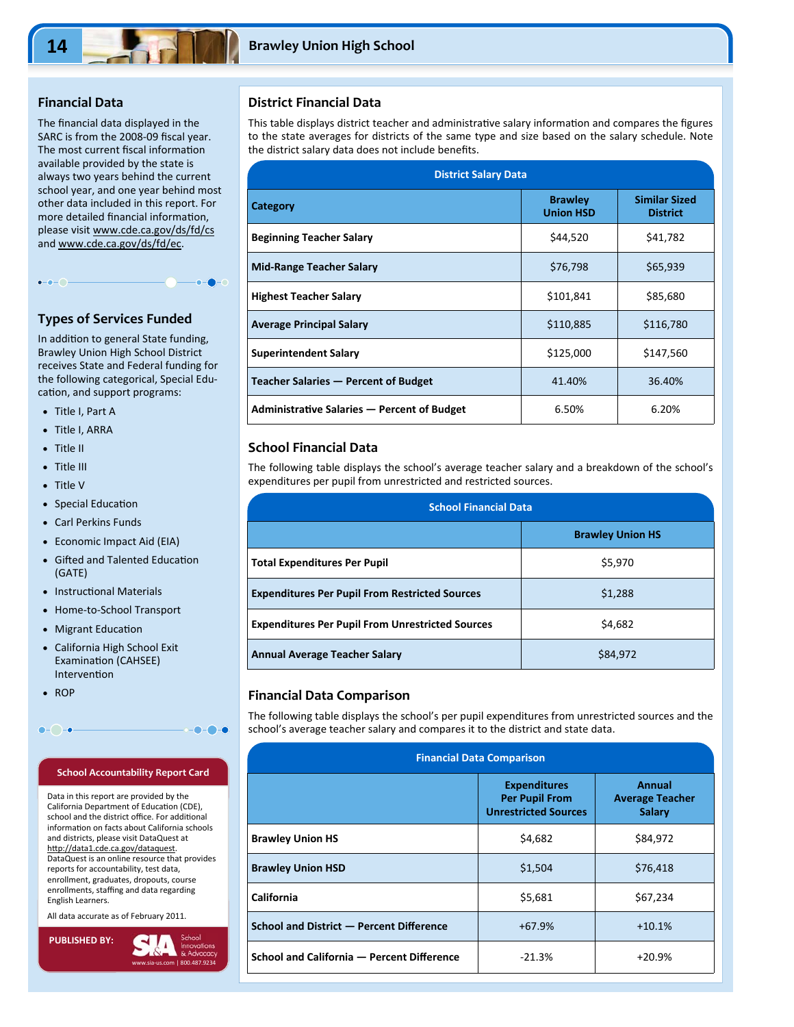## Financial Data

The financial data displayed in the SARC is from the 2008-09 fiscal year. The most current fiscal information available provided by the state is always two years behind the current school year, and one year behind most other data included in this report. For more detailed financial information, please visit www.cde.ca.gov/ds/fd/cs and www.cde.ca.gov/ds/fd/ec.

## Types of Services Funded

In addition to general State funding, Brawley Union High School District receives State and Federal funding for the following categorical, Special Education, and support programs:

- Title I, Part A
- Title I, ARRA
- Title II
- Title III
- Title V
- Special Education
- Carl Perkins Funds
- Economic Impact Aid (EIA)
- Gifted and Talented Education (GATE)
- Instructional Materials
- Home-to-School Transport
- Migrant Education
- California High School Exit Examination (CAHSEE) Intervention
- ROP

**School Accountability Report Card**

Data in this report are provided by the California Department of Education (CDE), school and the district office. For additional information on facts about California schools and districts, please visit DataQuest at http://data1.cde.ca.gov/dataquest. DataQuest is an online resource that provides reports for accountability, test data, enrollment, graduates, dropouts, course enrollments, staffing and data regarding English Learners.

All data accurate as of February 2011.

PUBLISHED BY: SIA School Innovations & Advocacy www.sia-us.com | 800.487.9234

## District Financial Data

This table displays district teacher and administrative salary information and compares the figures to the state averages for districts of the same type and size based on the salary schedule. Note the district salary data does not include benefits.

**District Salary Data**

| Category | Brawley Union HSD | Similar Sized District |
|---|---|---|
| Beginning Teacher Salary | $44,520 | $41,782 |
| Mid-Range Teacher Salary | $76,798 | $65,939 |
| Highest Teacher Salary | $101,841 | $85,680 |
| Average Principal Salary | $110,885 | $116,780 |
| Superintendent Salary | $125,000 | $147,560 |
| Teacher Salaries — Percent of Budget | 41.40% | 36.40% |
| Administrative Salaries — Percent of Budget | 6.50% | 6.20% |

## School Financial Data

The following table displays the school's average teacher salary and a breakdown of the school's expenditures per pupil from unrestricted and restricted sources.

**School Financial Data**

| | Brawley Union HS |
|---|---|
| Total Expenditures Per Pupil | $5,970 |
| Expenditures Per Pupil From Restricted Sources | $1,288 |
| Expenditures Per Pupil From Unrestricted Sources | $4,682 |
| Annual Average Teacher Salary | $84,972 |

## Financial Data Comparison

The following table displays the school's per pupil expenditures from unrestricted sources and the school's average teacher salary and compares it to the district and state data.

**Financial Data Comparison**

| | Expenditures Per Pupil From Unrestricted Sources | Annual Average Teacher Salary |
|---|---|---|
| Brawley Union HS | $4,682 | $84,972 |
| Brawley Union HSD | $1,504 | $76,418 |
| California | $5,681 | $67,234 |
| School and District — Percent Difference | +67.9% | +10.1% |
| School and California — Percent Difference | -21.3% | +20.9% |